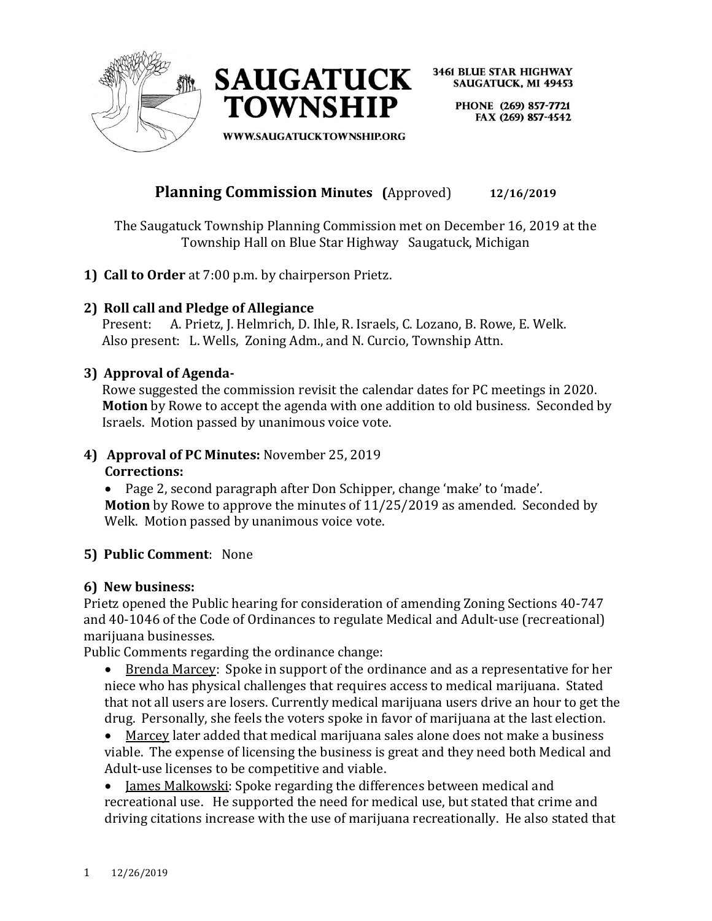SAUGATUCK TOWNSHIP

3461 BLUE STAR HIGHWAY
SAUGATUCK, MI 49453

PHONE (269) 857-7721
FAX (269) 857-4542

WWW.SAUGATUCKTOWNSHIP.ORG

# Planning Commission Minutes (Approved) 12/16/2019

The Saugatuck Township Planning Commission met on December 16, 2019 at the Township Hall on Blue Star Highway Saugatuck, Michigan

**1) Call to Order** at 7:00 p.m. by chairperson Prietz.

**2) Roll call and Pledge of Allegiance**
Present: A. Prietz, J. Helmrich, D. Ihle, R. Israels, C. Lozano, B. Rowe, E. Welk.
Also present: L. Wells, Zoning Adm., and N. Curcio, Township Attn.

**3) Approval of Agenda-**
Rowe suggested the commission revisit the calendar dates for PC meetings in 2020.
**Motion** by Rowe to accept the agenda with one addition to old business. Seconded by Israels. Motion passed by unanimous voice vote.

**4) Approval of PC Minutes:** November 25, 2019
**Corrections:**

- Page 2, second paragraph after Don Schipper, change 'make' to 'made'.

**Motion** by Rowe to approve the minutes of 11/25/2019 as amended. Seconded by Welk. Motion passed by unanimous voice vote.

**5) Public Comment**: None

**6) New business:**
Prietz opened the Public hearing for consideration of amending Zoning Sections 40-747 and 40-1046 of the Code of Ordinances to regulate Medical and Adult-use (recreational) marijuana businesses.
Public Comments regarding the ordinance change:

- Brenda Marcey: Spoke in support of the ordinance and as a representative for her niece who has physical challenges that requires access to medical marijuana. Stated that not all users are losers. Currently medical marijuana users drive an hour to get the drug. Personally, she feels the voters spoke in favor of marijuana at the last election.
- Marcey later added that medical marijuana sales alone does not make a business viable. The expense of licensing the business is great and they need both Medical and Adult-use licenses to be competitive and viable.
- James Malkowski: Spoke regarding the differences between medical and recreational use. He supported the need for medical use, but stated that crime and driving citations increase with the use of marijuana recreationally. He also stated that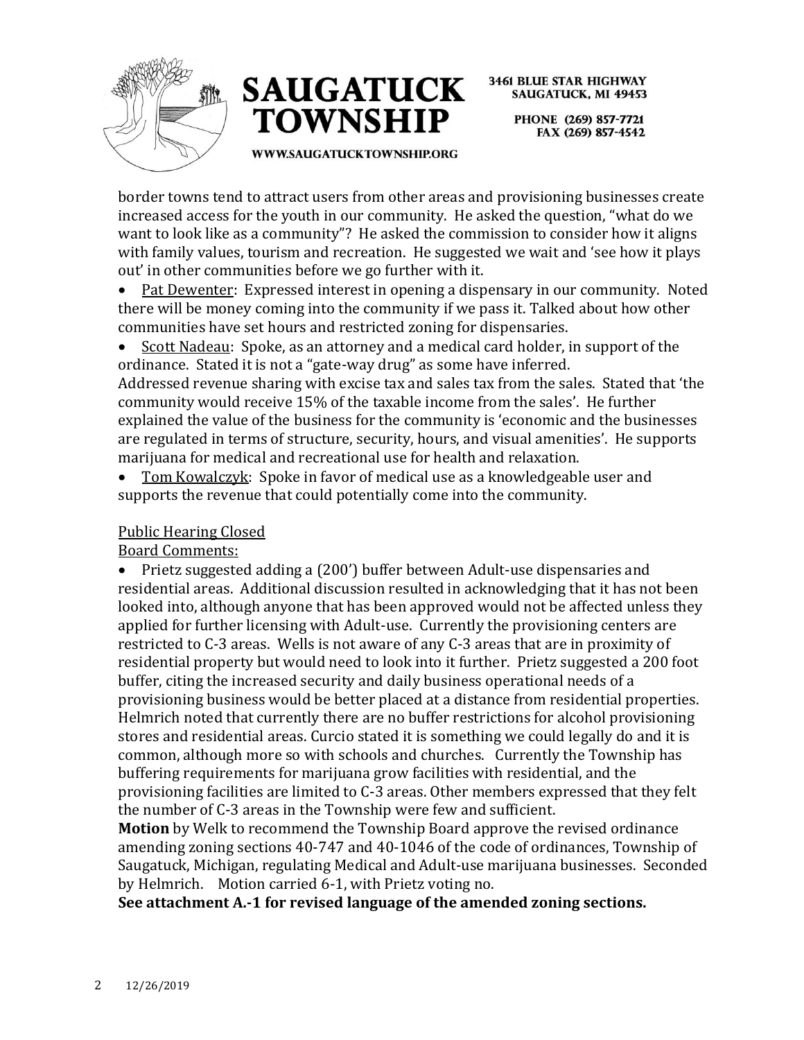border towns tend to attract users from other areas and provisioning businesses create increased access for the youth in our community. He asked the question, "what do we want to look like as a community"? He asked the commission to consider how it aligns with family values, tourism and recreation. He suggested we wait and 'see how it plays out' in other communities before we go further with it.

- Pat Dewenter: Expressed interest in opening a dispensary in our community. Noted there will be money coming into the community if we pass it. Talked about how other communities have set hours and restricted zoning for dispensaries.
- Scott Nadeau: Spoke, as an attorney and a medical card holder, in support of the ordinance. Stated it is not a "gate-way drug" as some have inferred. Addressed revenue sharing with excise tax and sales tax from the sales. Stated that 'the community would receive 15% of the taxable income from the sales'. He further explained the value of the business for the community is 'economic and the businesses are regulated in terms of structure, security, hours, and visual amenities'. He supports marijuana for medical and recreational use for health and relaxation.
- Tom Kowalczyk: Spoke in favor of medical use as a knowledgeable user and supports the revenue that could potentially come into the community.

Public Hearing Closed

Board Comments:

- Prietz suggested adding a (200') buffer between Adult-use dispensaries and residential areas. Additional discussion resulted in acknowledging that it has not been looked into, although anyone that has been approved would not be affected unless they applied for further licensing with Adult-use. Currently the provisioning centers are restricted to C-3 areas. Wells is not aware of any C-3 areas that are in proximity of residential property but would need to look into it further. Prietz suggested a 200 foot buffer, citing the increased security and daily business operational needs of a provisioning business would be better placed at a distance from residential properties. Helmrich noted that currently there are no buffer restrictions for alcohol provisioning stores and residential areas. Curcio stated it is something we could legally do and it is common, although more so with schools and churches. Currently the Township has buffering requirements for marijuana grow facilities with residential, and the provisioning facilities are limited to C-3 areas. Other members expressed that they felt the number of C-3 areas in the Township were few and sufficient.

**Motion** by Welk to recommend the Township Board approve the revised ordinance amending zoning sections 40-747 and 40-1046 of the code of ordinances, Township of Saugatuck, Michigan, regulating Medical and Adult-use marijuana businesses. Seconded by Helmrich. Motion carried 6-1, with Prietz voting no.

**See attachment A.-1 for revised language of the amended zoning sections.**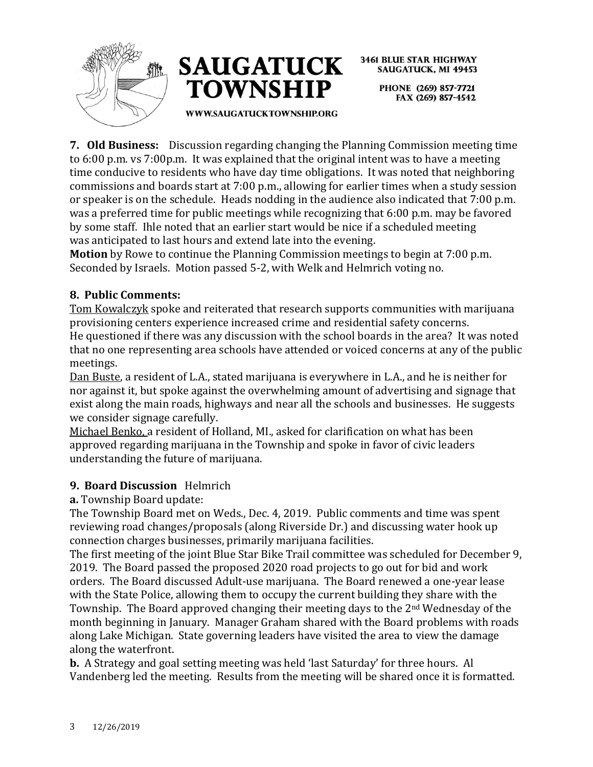**7. Old Business:** Discussion regarding changing the Planning Commission meeting time to 6:00 p.m. vs 7:00p.m. It was explained that the original intent was to have a meeting time conducive to residents who have day time obligations. It was noted that neighboring commissions and boards start at 7:00 p.m., allowing for earlier times when a study session or speaker is on the schedule. Heads nodding in the audience also indicated that 7:00 p.m. was a preferred time for public meetings while recognizing that 6:00 p.m. may be favored by some staff. Ihle noted that an earlier start would be nice if a scheduled meeting was anticipated to last hours and extend late into the evening.

**Motion** by Rowe to continue the Planning Commission meetings to begin at 7:00 p.m. Seconded by Israels. Motion passed 5-2, with Welk and Helmrich voting no.

**8. Public Comments:**

Tom Kowalczyk spoke and reiterated that research supports communities with marijuana provisioning centers experience increased crime and residential safety concerns. He questioned if there was any discussion with the school boards in the area? It was noted that no one representing area schools have attended or voiced concerns at any of the public meetings.

Dan Buste, a resident of L.A., stated marijuana is everywhere in L.A., and he is neither for nor against it, but spoke against the overwhelming amount of advertising and signage that exist along the main roads, highways and near all the schools and businesses. He suggests we consider signage carefully.

Michael Benko, a resident of Holland, MI., asked for clarification on what has been approved regarding marijuana in the Township and spoke in favor of civic leaders understanding the future of marijuana.

**9. Board Discussion** Helmrich

**a.** Township Board update:

The Township Board met on Weds., Dec. 4, 2019. Public comments and time was spent reviewing road changes/proposals (along Riverside Dr.) and discussing water hook up connection charges businesses, primarily marijuana facilities.

The first meeting of the joint Blue Star Bike Trail committee was scheduled for December 9, 2019. The Board passed the proposed 2020 road projects to go out for bid and work orders. The Board discussed Adult-use marijuana. The Board renewed a one-year lease with the State Police, allowing them to occupy the current building they share with the Township. The Board approved changing their meeting days to the 2nd Wednesday of the month beginning in January. Manager Graham shared with the Board problems with roads along Lake Michigan. State governing leaders have visited the area to view the damage along the waterfront.

**b.** A Strategy and goal setting meeting was held 'last Saturday' for three hours. Al Vandenberg led the meeting. Results from the meeting will be shared once it is formatted.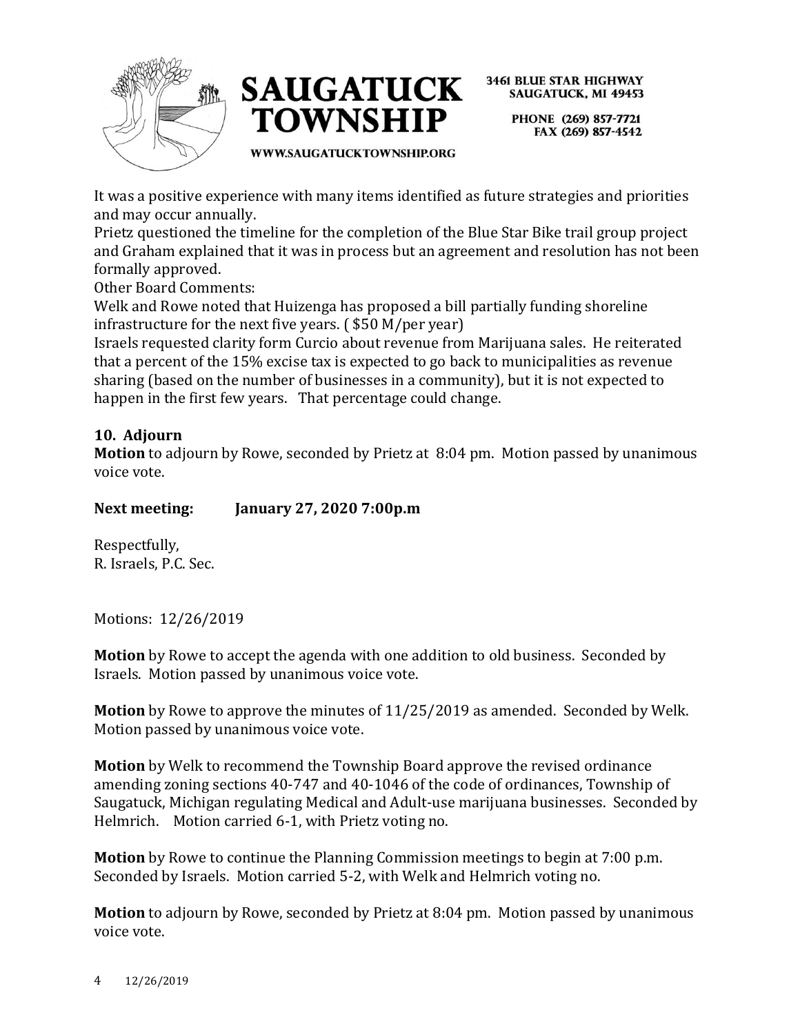It was a positive experience with many items identified as future strategies and priorities and may occur annually.

Prietz questioned the timeline for the completion of the Blue Star Bike trail group project and Graham explained that it was in process but an agreement and resolution has not been formally approved.

Other Board Comments:

Welk and Rowe noted that Huizenga has proposed a bill partially funding shoreline infrastructure for the next five years. ( $50 M/per year)

Israels requested clarity form Curcio about revenue from Marijuana sales. He reiterated that a percent of the 15% excise tax is expected to go back to municipalities as revenue sharing (based on the number of businesses in a community), but it is not expected to happen in the first few years. That percentage could change.

### 10. Adjourn

**Motion** to adjourn by Rowe, seconded by Prietz at 8:04 pm. Motion passed by unanimous voice vote.

**Next meeting: January 27, 2020 7:00p.m**

Respectfully,
R. Israels, P.C. Sec.

Motions: 12/26/2019

**Motion** by Rowe to accept the agenda with one addition to old business. Seconded by Israels. Motion passed by unanimous voice vote.

**Motion** by Rowe to approve the minutes of 11/25/2019 as amended. Seconded by Welk. Motion passed by unanimous voice vote.

**Motion** by Welk to recommend the Township Board approve the revised ordinance amending zoning sections 40-747 and 40-1046 of the code of ordinances, Township of Saugatuck, Michigan regulating Medical and Adult-use marijuana businesses. Seconded by Helmrich. Motion carried 6-1, with Prietz voting no.

**Motion** by Rowe to continue the Planning Commission meetings to begin at 7:00 p.m. Seconded by Israels. Motion carried 5-2, with Welk and Helmrich voting no.

**Motion** to adjourn by Rowe, seconded by Prietz at 8:04 pm. Motion passed by unanimous voice vote.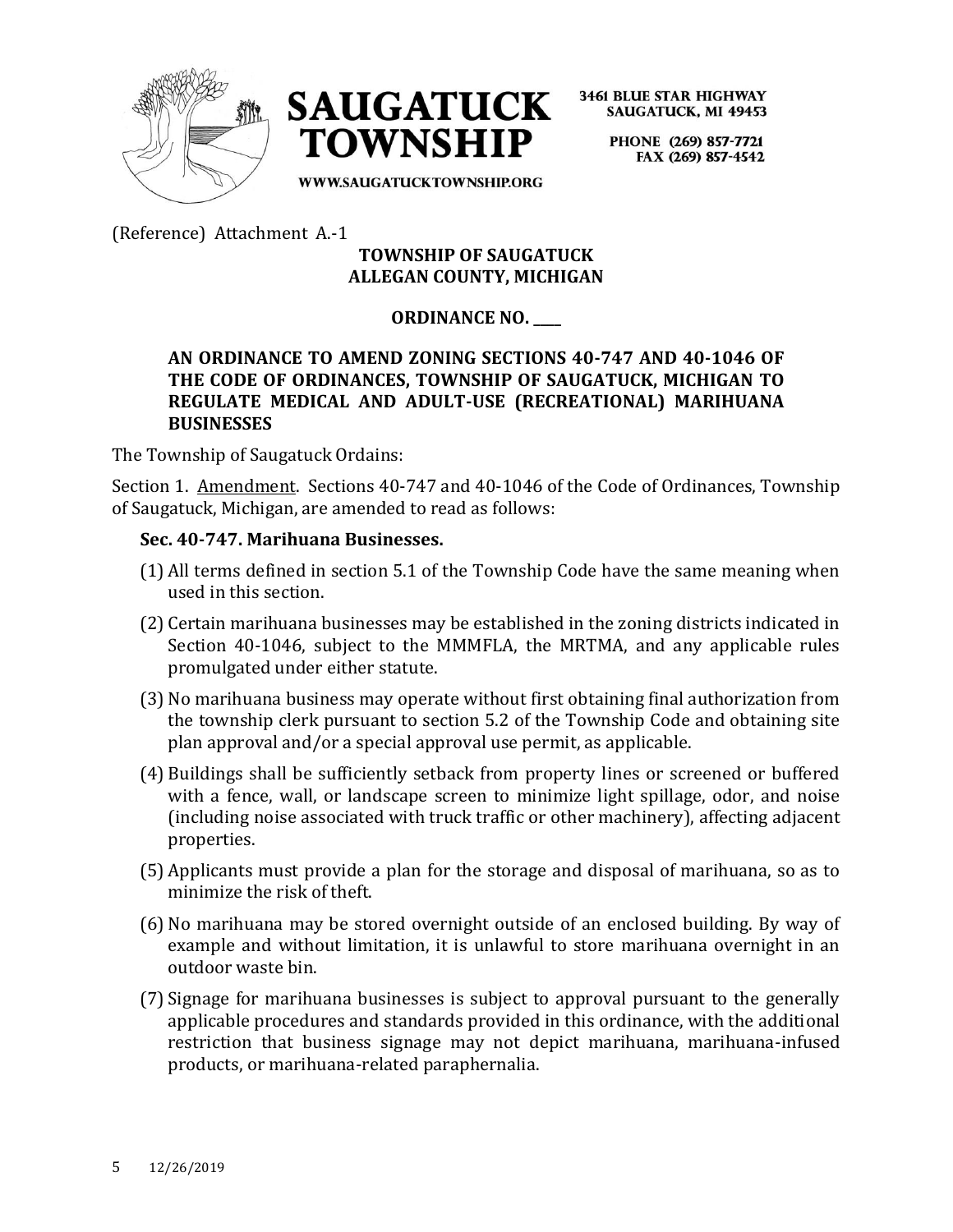SAUGATUCK TOWNSHIP

WWW.SAUGATUCKTOWNSHIP.ORG

3461 BLUE STAR HIGHWAY
SAUGATUCK, MI 49453

PHONE (269) 857-7721
FAX (269) 857-4542

(Reference) Attachment A.-1

**TOWNSHIP OF SAUGATUCK**
**ALLEGAN COUNTY, MICHIGAN**

**ORDINANCE NO. ____**

**AN ORDINANCE TO AMEND ZONING SECTIONS 40-747 AND 40-1046 OF THE CODE OF ORDINANCES, TOWNSHIP OF SAUGATUCK, MICHIGAN TO REGULATE MEDICAL AND ADULT-USE (RECREATIONAL) MARIHUANA BUSINESSES**

The Township of Saugatuck Ordains:

Section 1. Amendment. Sections 40-747 and 40-1046 of the Code of Ordinances, Township of Saugatuck, Michigan, are amended to read as follows:

**Sec. 40-747. Marihuana Businesses.**

(1) All terms defined in section 5.1 of the Township Code have the same meaning when used in this section.

(2) Certain marihuana businesses may be established in the zoning districts indicated in Section 40-1046, subject to the MMMFLA, the MRTMA, and any applicable rules promulgated under either statute.

(3) No marihuana business may operate without first obtaining final authorization from the township clerk pursuant to section 5.2 of the Township Code and obtaining site plan approval and/or a special approval use permit, as applicable.

(4) Buildings shall be sufficiently setback from property lines or screened or buffered with a fence, wall, or landscape screen to minimize light spillage, odor, and noise (including noise associated with truck traffic or other machinery), affecting adjacent properties.

(5) Applicants must provide a plan for the storage and disposal of marihuana, so as to minimize the risk of theft.

(6) No marihuana may be stored overnight outside of an enclosed building. By way of example and without limitation, it is unlawful to store marihuana overnight in an outdoor waste bin.

(7) Signage for marihuana businesses is subject to approval pursuant to the generally applicable procedures and standards provided in this ordinance, with the additional restriction that business signage may not depict marihuana, marihuana-infused products, or marihuana-related paraphernalia.

12/26/2019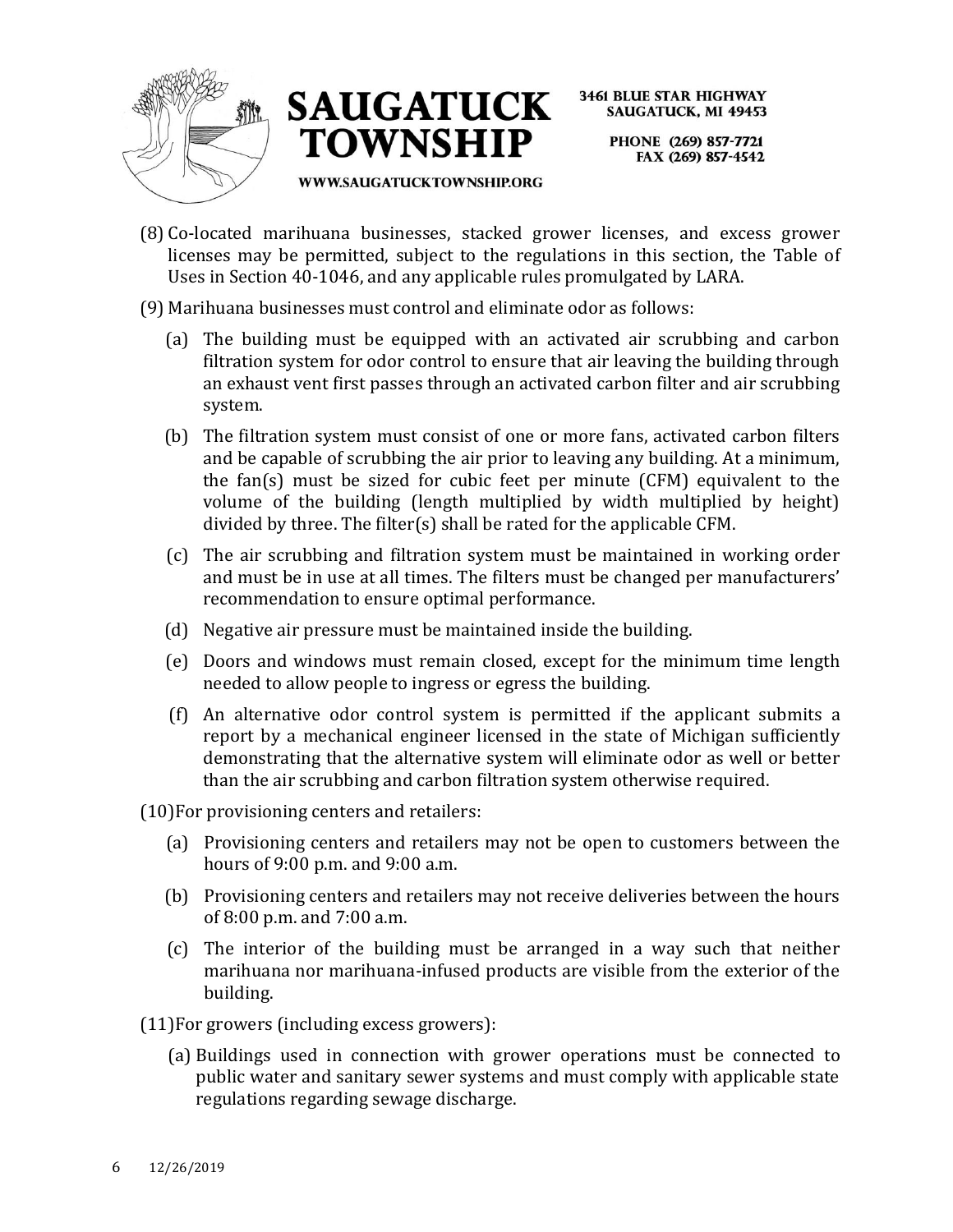(8) Co-located marihuana businesses, stacked grower licenses, and excess grower licenses may be permitted, subject to the regulations in this section, the Table of Uses in Section 40-1046, and any applicable rules promulgated by LARA.

(9) Marihuana businesses must control and eliminate odor as follows:

- (a) The building must be equipped with an activated air scrubbing and carbon filtration system for odor control to ensure that air leaving the building through an exhaust vent first passes through an activated carbon filter and air scrubbing system.
- (b) The filtration system must consist of one or more fans, activated carbon filters and be capable of scrubbing the air prior to leaving any building. At a minimum, the fan(s) must be sized for cubic feet per minute (CFM) equivalent to the volume of the building (length multiplied by width multiplied by height) divided by three. The filter(s) shall be rated for the applicable CFM.
- (c) The air scrubbing and filtration system must be maintained in working order and must be in use at all times. The filters must be changed per manufacturers' recommendation to ensure optimal performance.
- (d) Negative air pressure must be maintained inside the building.
- (e) Doors and windows must remain closed, except for the minimum time length needed to allow people to ingress or egress the building.
- (f) An alternative odor control system is permitted if the applicant submits a report by a mechanical engineer licensed in the state of Michigan sufficiently demonstrating that the alternative system will eliminate odor as well or better than the air scrubbing and carbon filtration system otherwise required.

(10) For provisioning centers and retailers:

- (a) Provisioning centers and retailers may not be open to customers between the hours of 9:00 p.m. and 9:00 a.m.
- (b) Provisioning centers and retailers may not receive deliveries between the hours of 8:00 p.m. and 7:00 a.m.
- (c) The interior of the building must be arranged in a way such that neither marihuana nor marihuana-infused products are visible from the exterior of the building.

(11) For growers (including excess growers):

- (a) Buildings used in connection with grower operations must be connected to public water and sanitary sewer systems and must comply with applicable state regulations regarding sewage discharge.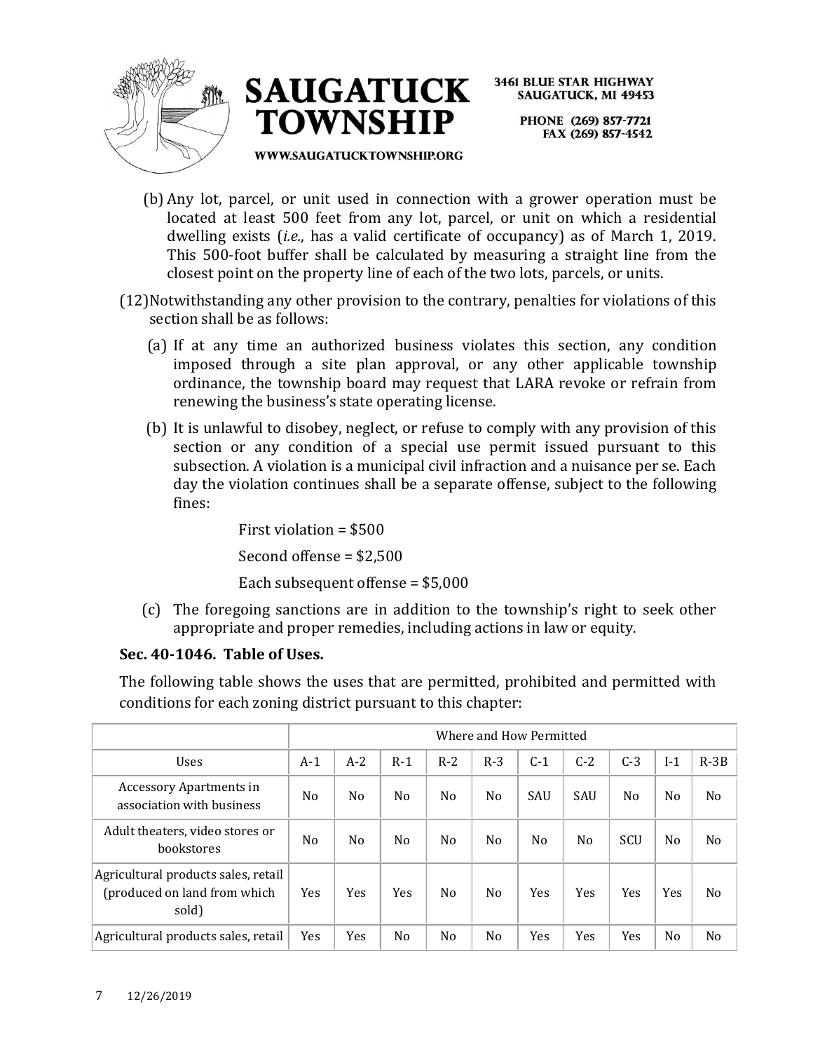(b) Any lot, parcel, or unit used in connection with a grower operation must be located at least 500 feet from any lot, parcel, or unit on which a residential dwelling exists (*i.e.*, has a valid certificate of occupancy) as of March 1, 2019. This 500-foot buffer shall be calculated by measuring a straight line from the closest point on the property line of each of the two lots, parcels, or units.

(12) Notwithstanding any other provision to the contrary, penalties for violations of this section shall be as follows:

(a) If at any time an authorized business violates this section, any condition imposed through a site plan approval, or any other applicable township ordinance, the township board may request that LARA revoke or refrain from renewing the business's state operating license.

(b) It is unlawful to disobey, neglect, or refuse to comply with any provision of this section or any condition of a special use permit issued pursuant to this subsection. A violation is a municipal civil infraction and a nuisance per se. Each day the violation continues shall be a separate offense, subject to the following fines:

First violation = $500

Second offense = $2,500

Each subsequent offense = $5,000

(c) The foregoing sanctions are in addition to the township's right to seek other appropriate and proper remedies, including actions in law or equity.

**Sec. 40-1046. Table of Uses.**

The following table shows the uses that are permitted, prohibited and permitted with conditions for each zoning district pursuant to this chapter:

| | Where and How Permitted | | | | | | | | | |
|---|---|---|---|---|---|---|---|---|---|---|
| Uses | A-1 | A-2 | R-1 | R-2 | R-3 | C-1 | C-2 | C-3 | I-1 | R-3B |
| Accessory Apartments in association with business | No | No | No | No | No | SAU | SAU | No | No | No |
| Adult theaters, video stores or bookstores | No | No | No | No | No | No | No | SCU | No | No |
| Agricultural products sales, retail (produced on land from which sold) | Yes | Yes | Yes | No | No | Yes | Yes | Yes | Yes | No |
| Agricultural products sales, retail | Yes | Yes | No | No | No | Yes | Yes | Yes | No | No |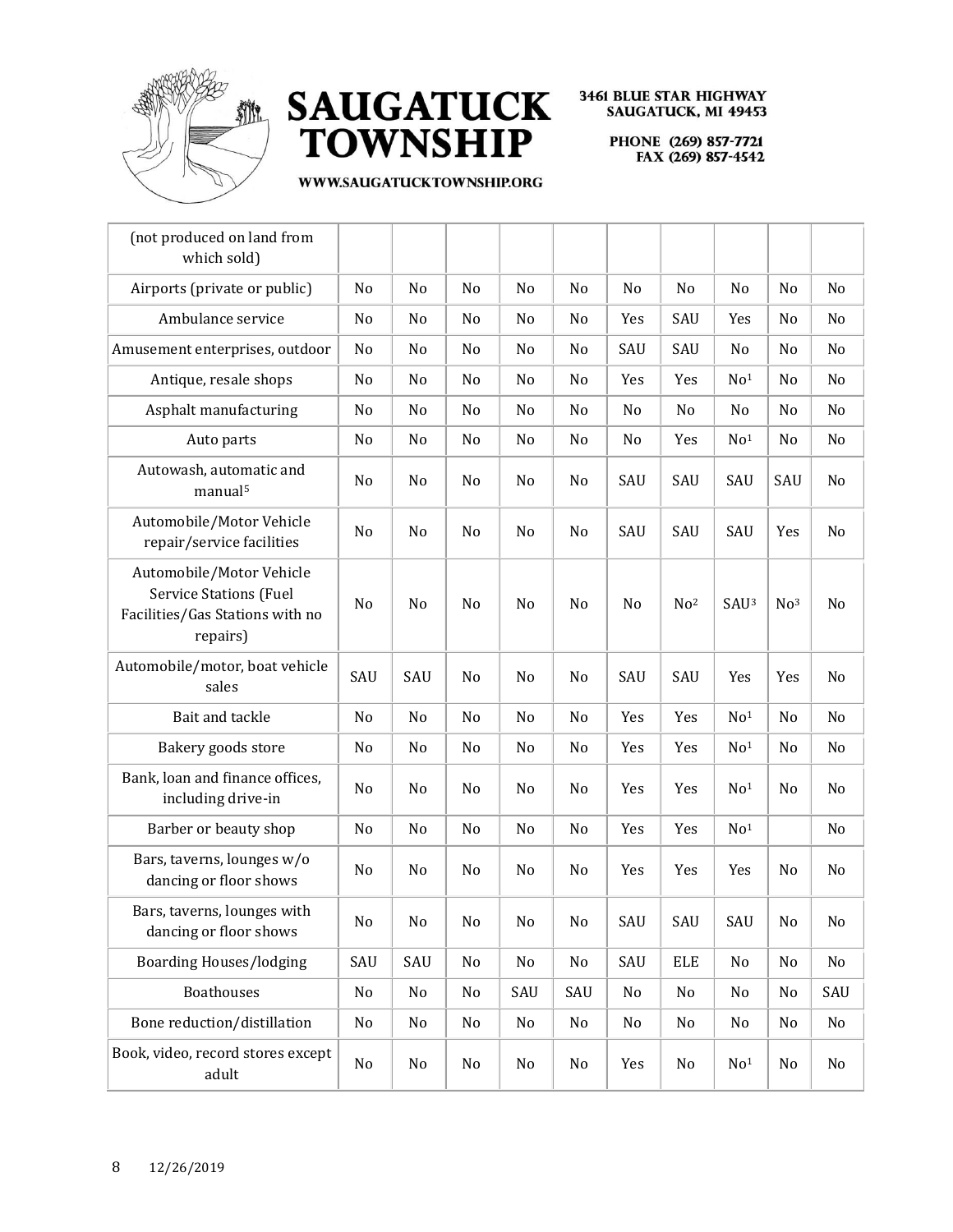| (not produced on land from which sold) | | | | | | | | | | |
|---|---|---|---|---|---|---|---|---|---|---|
| Airports (private or public) | No | No | No | No | No | No | No | No | No | No |
| Ambulance service | No | No | No | No | No | Yes | SAU | Yes | No | No |
| Amusement enterprises, outdoor | No | No | No | No | No | SAU | SAU | No | No | No |
| Antique, resale shops | No | No | No | No | No | Yes | Yes | No[1] | No | No |
| Asphalt manufacturing | No | No | No | No | No | No | No | No | No | No |
| Auto parts | No | No | No | No | No | No | Yes | No[1] | No | No |
| Autowash, automatic and manual[5] | No | No | No | No | No | SAU | SAU | SAU | SAU | No |
| Automobile/Motor Vehicle repair/service facilities | No | No | No | No | No | SAU | SAU | SAU | Yes | No |
| Automobile/Motor Vehicle Service Stations (Fuel Facilities/Gas Stations with no repairs) | No | No | No | No | No | No | No[2] | SAU[3] | No[3] | No |
| Automobile/motor, boat vehicle sales | SAU | SAU | No | No | No | SAU | SAU | Yes | Yes | No |
| Bait and tackle | No | No | No | No | No | Yes | Yes | No[1] | No | No |
| Bakery goods store | No | No | No | No | No | Yes | Yes | No[1] | No | No |
| Bank, loan and finance offices, including drive-in | No | No | No | No | No | Yes | Yes | No[1] | No | No |
| Barber or beauty shop | No | No | No | No | No | Yes | Yes | No[1] | | No |
| Bars, taverns, lounges w/o dancing or floor shows | No | No | No | No | No | Yes | Yes | Yes | No | No |
| Bars, taverns, lounges with dancing or floor shows | No | No | No | No | No | SAU | SAU | SAU | No | No |
| Boarding Houses/lodging | SAU | SAU | No | No | No | SAU | ELE | No | No | No |
| Boathouses | No | No | No | SAU | SAU | No | No | No | No | SAU |
| Bone reduction/distillation | No | No | No | No | No | No | No | No | No | No |
| Book, video, record stores except adult | No | No | No | No | No | Yes | No | No[1] | No | No |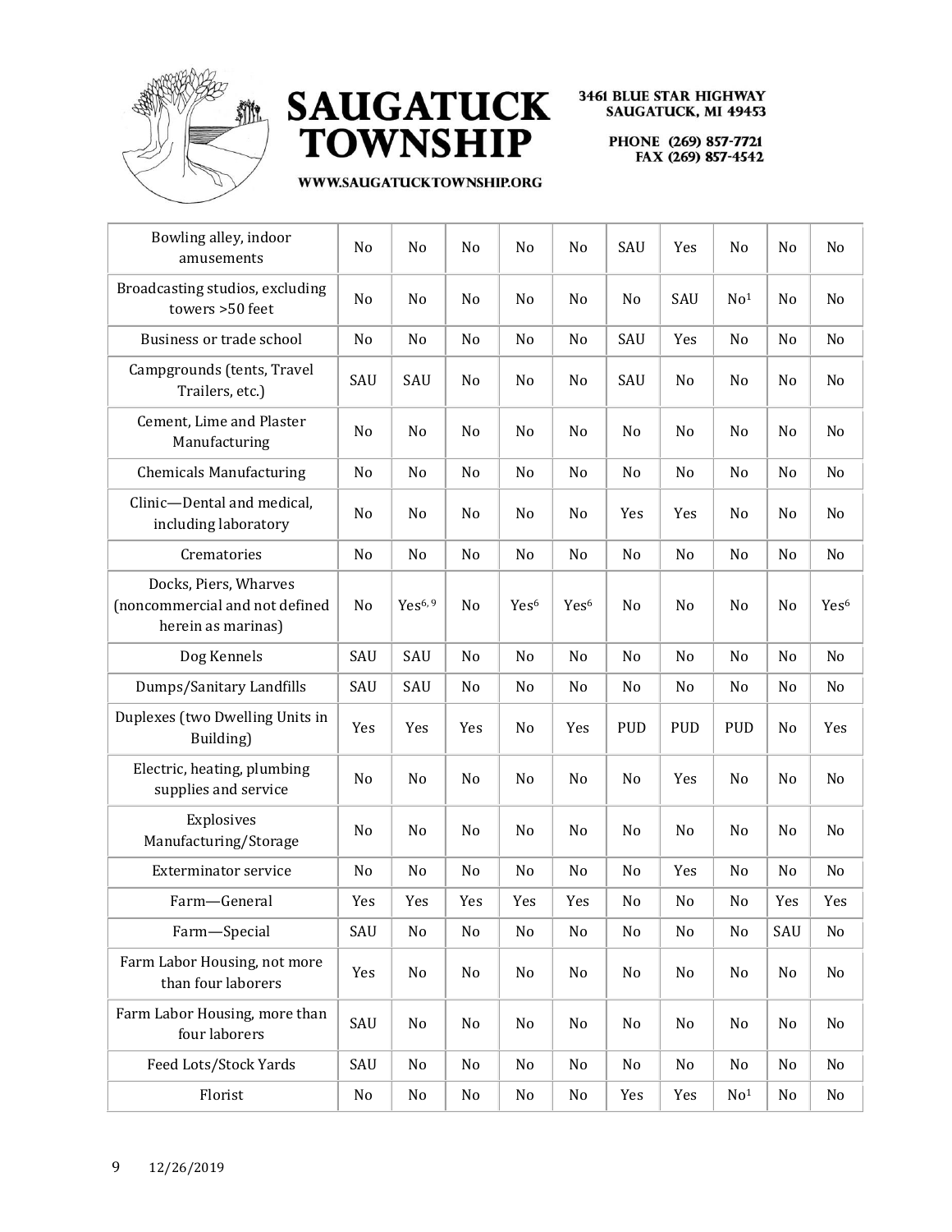| Bowling alley, indoor amusements | No | No | No | No | No | SAU | Yes | No | No | No |
|---|---|---|---|---|---|---|---|---|---|---|
| Broadcasting studios, excluding towers >50 feet | No | No | No | No | No | No | SAU | No[1] | No | No |
| Business or trade school | No | No | No | No | No | SAU | Yes | No | No | No |
| Campgrounds (tents, Travel Trailers, etc.) | SAU | SAU | No | No | No | SAU | No | No | No | No |
| Cement, Lime and Plaster Manufacturing | No | No | No | No | No | No | No | No | No | No |
| Chemicals Manufacturing | No | No | No | No | No | No | No | No | No | No |
| Clinic—Dental and medical, including laboratory | No | No | No | No | No | Yes | Yes | No | No | No |
| Crematories | No | No | No | No | No | No | No | No | No | No |
| Docks, Piers, Wharves (noncommercial and not defined herein as marinas) | No | Yes[6, 9] | No | Yes[6] | Yes[6] | No | No | No | No | Yes[6] |
| Dog Kennels | SAU | SAU | No | No | No | No | No | No | No | No |
| Dumps/Sanitary Landfills | SAU | SAU | No | No | No | No | No | No | No | No |
| Duplexes (two Dwelling Units in Building) | Yes | Yes | Yes | No | Yes | PUD | PUD | PUD | No | Yes |
| Electric, heating, plumbing supplies and service | No | No | No | No | No | No | Yes | No | No | No |
| Explosives Manufacturing/Storage | No | No | No | No | No | No | No | No | No | No |
| Exterminator service | No | No | No | No | No | No | Yes | No | No | No |
| Farm—General | Yes | Yes | Yes | Yes | Yes | No | No | No | Yes | Yes |
| Farm—Special | SAU | No | No | No | No | No | No | No | SAU | No |
| Farm Labor Housing, not more than four laborers | Yes | No | No | No | No | No | No | No | No | No |
| Farm Labor Housing, more than four laborers | SAU | No | No | No | No | No | No | No | No | No |
| Feed Lots/Stock Yards | SAU | No | No | No | No | No | No | No | No | No |
| Florist | No | No | No | No | No | Yes | Yes | No[1] | No | No |

12/26/2019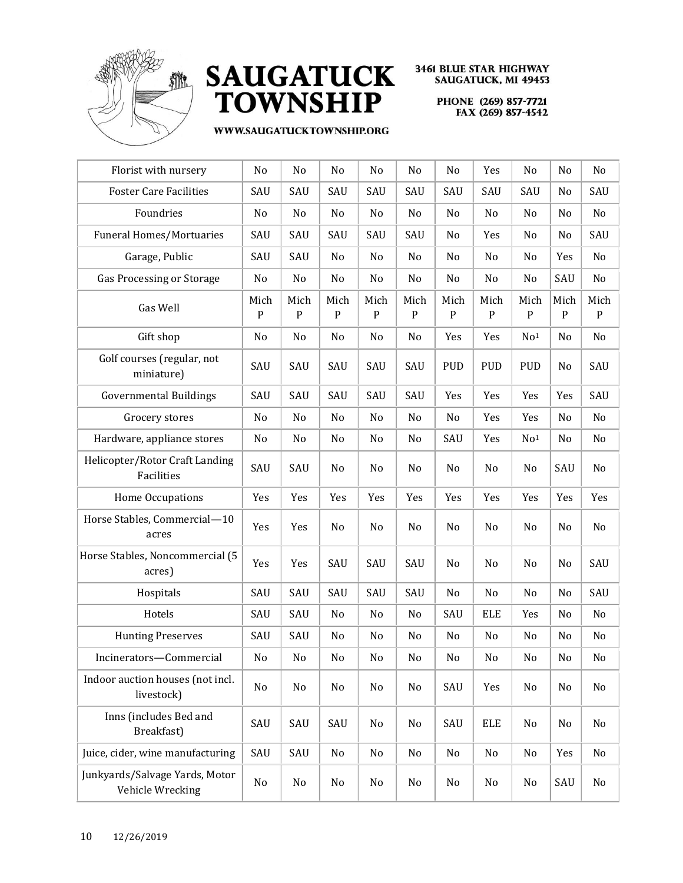# SAUGATUCK TOWNSHIP

3461 BLUE STAR HIGHWAY
SAUGATUCK, MI 49453

PHONE (269) 857-7721
FAX (269) 857-4542

WWW.SAUGATUCKTOWNSHIP.ORG

| | | | | | | | | | | |
|---|---|---|---|---|---|---|---|---|---|---|
| Florist with nursery | No | No | No | No | No | No | Yes | No | No | No |
| Foster Care Facilities | SAU | SAU | SAU | SAU | SAU | SAU | SAU | SAU | No | SAU |
| Foundries | No | No | No | No | No | No | No | No | No | No |
| Funeral Homes/Mortuaries | SAU | SAU | SAU | SAU | SAU | No | Yes | No | No | SAU |
| Garage, Public | SAU | SAU | No | No | No | No | No | No | Yes | No |
| Gas Processing or Storage | No | No | No | No | No | No | No | No | SAU | No |
| Gas Well | Mich P | Mich P | Mich P | Mich P | Mich P | Mich P | Mich P | Mich P | Mich P | Mich P |
| Gift shop | No | No | No | No | No | Yes | Yes | No[1] | No | No |
| Golf courses (regular, not miniature) | SAU | SAU | SAU | SAU | SAU | PUD | PUD | PUD | No | SAU |
| Governmental Buildings | SAU | SAU | SAU | SAU | SAU | Yes | Yes | Yes | Yes | SAU |
| Grocery stores | No | No | No | No | No | No | Yes | Yes | No | No |
| Hardware, appliance stores | No | No | No | No | No | SAU | Yes | No[1] | No | No |
| Helicopter/Rotor Craft Landing Facilities | SAU | SAU | No | No | No | No | No | No | SAU | No |
| Home Occupations | Yes | Yes | Yes | Yes | Yes | Yes | Yes | Yes | Yes | Yes |
| Horse Stables, Commercial—10 acres | Yes | Yes | No | No | No | No | No | No | No | No |
| Horse Stables, Noncommercial (5 acres) | Yes | Yes | SAU | SAU | SAU | No | No | No | No | SAU |
| Hospitals | SAU | SAU | SAU | SAU | SAU | No | No | No | No | SAU |
| Hotels | SAU | SAU | No | No | No | SAU | ELE | Yes | No | No |
| Hunting Preserves | SAU | SAU | No | No | No | No | No | No | No | No |
| Incinerators—Commercial | No | No | No | No | No | No | No | No | No | No |
| Indoor auction houses (not incl. livestock) | No | No | No | No | No | SAU | Yes | No | No | No |
| Inns (includes Bed and Breakfast) | SAU | SAU | SAU | No | No | SAU | ELE | No | No | No |
| Juice, cider, wine manufacturing | SAU | SAU | No | No | No | No | No | No | Yes | No |
| Junkyards/Salvage Yards, Motor Vehicle Wrecking | No | No | No | No | No | No | No | No | SAU | No |

12/26/2019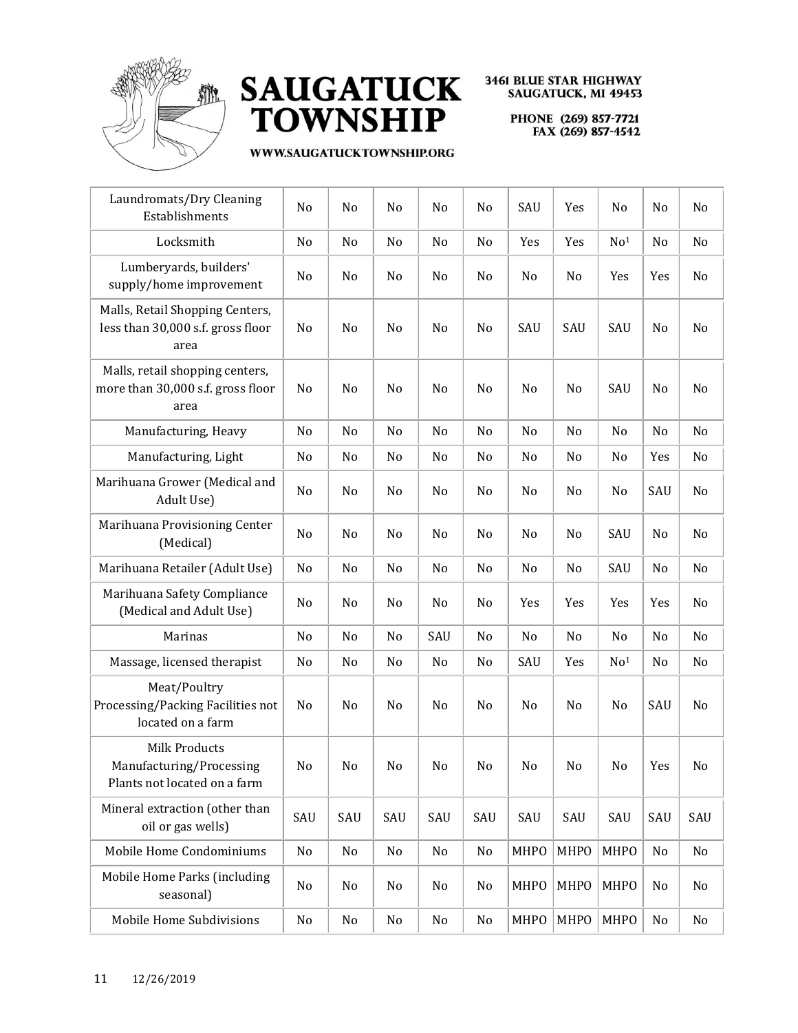| | | | | | | | | | | |
|---|---|---|---|---|---|---|---|---|---|---|
| Laundromats/Dry Cleaning Establishments | No | No | No | No | No | SAU | Yes | No | No | No |
| Locksmith | No | No | No | No | No | Yes | Yes | No[1] | No | No |
| Lumberyards, builders' supply/home improvement | No | No | No | No | No | No | No | Yes | Yes | No |
| Malls, Retail Shopping Centers, less than 30,000 s.f. gross floor area | No | No | No | No | No | SAU | SAU | SAU | No | No |
| Malls, retail shopping centers, more than 30,000 s.f. gross floor area | No | No | No | No | No | No | No | SAU | No | No |
| Manufacturing, Heavy | No | No | No | No | No | No | No | No | No | No |
| Manufacturing, Light | No | No | No | No | No | No | No | No | Yes | No |
| Marihuana Grower (Medical and Adult Use) | No | No | No | No | No | No | No | No | SAU | No |
| Marihuana Provisioning Center (Medical) | No | No | No | No | No | No | No | SAU | No | No |
| Marihuana Retailer (Adult Use) | No | No | No | No | No | No | No | SAU | No | No |
| Marihuana Safety Compliance (Medical and Adult Use) | No | No | No | No | No | Yes | Yes | Yes | Yes | No |
| Marinas | No | No | No | SAU | No | No | No | No | No | No |
| Massage, licensed therapist | No | No | No | No | No | SAU | Yes | No[1] | No | No |
| Meat/Poultry Processing/Packing Facilities not located on a farm | No | No | No | No | No | No | No | No | SAU | No |
| Milk Products Manufacturing/Processing Plants not located on a farm | No | No | No | No | No | No | No | No | Yes | No |
| Mineral extraction (other than oil or gas wells) | SAU | SAU | SAU | SAU | SAU | SAU | SAU | SAU | SAU | SAU |
| Mobile Home Condominiums | No | No | No | No | No | MHPO | MHPO | MHPO | No | No |
| Mobile Home Parks (including seasonal) | No | No | No | No | No | MHPO | MHPO | MHPO | No | No |
| Mobile Home Subdivisions | No | No | No | No | No | MHPO | MHPO | MHPO | No | No |

12/26/2019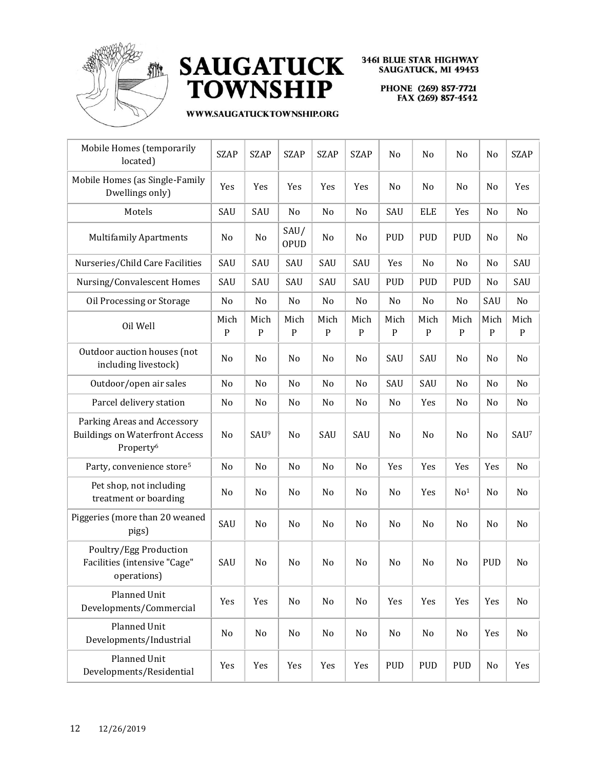| | | | | | | | | | | |
|---|---|---|---|---|---|---|---|---|---|---|
| Mobile Homes (temporarily located) | SZAP | SZAP | SZAP | SZAP | SZAP | No | No | No | No | SZAP |
| Mobile Homes (as Single-Family Dwellings only) | Yes | Yes | Yes | Yes | Yes | No | No | No | No | Yes |
| Motels | SAU | SAU | No | No | No | SAU | ELE | Yes | No | No |
| Multifamily Apartments | No | No | SAU/ OPUD | No | No | PUD | PUD | PUD | No | No |
| Nurseries/Child Care Facilities | SAU | SAU | SAU | SAU | SAU | Yes | No | No | No | SAU |
| Nursing/Convalescent Homes | SAU | SAU | SAU | SAU | SAU | PUD | PUD | PUD | No | SAU |
| Oil Processing or Storage | No | No | No | No | No | No | No | No | SAU | No |
| Oil Well | Mich P | Mich P | Mich P | Mich P | Mich P | Mich P | Mich P | Mich P | Mich P | Mich P |
| Outdoor auction houses (not including livestock) | No | No | No | No | No | SAU | SAU | No | No | No |
| Outdoor/open air sales | No | No | No | No | No | SAU | SAU | No | No | No |
| Parcel delivery station | No | No | No | No | No | No | Yes | No | No | No |
| Parking Areas and Accessory Buildings on Waterfront Access Property[6] | No | SAU[9] | No | SAU | SAU | No | No | No | No | SAU[7] |
| Party, convenience store[5] | No | No | No | No | No | Yes | Yes | Yes | Yes | No |
| Pet shop, not including treatment or boarding | No | No | No | No | No | No | Yes | No[1] | No | No |
| Piggeries (more than 20 weaned pigs) | SAU | No | No | No | No | No | No | No | No | No |
| Poultry/Egg Production Facilities (intensive "Cage" operations) | SAU | No | No | No | No | No | No | No | PUD | No |
| Planned Unit Developments/Commercial | Yes | Yes | No | No | No | Yes | Yes | Yes | Yes | No |
| Planned Unit Developments/Industrial | No | No | No | No | No | No | No | No | Yes | No |
| Planned Unit Developments/Residential | Yes | Yes | Yes | Yes | Yes | PUD | PUD | PUD | No | Yes |

12/26/2019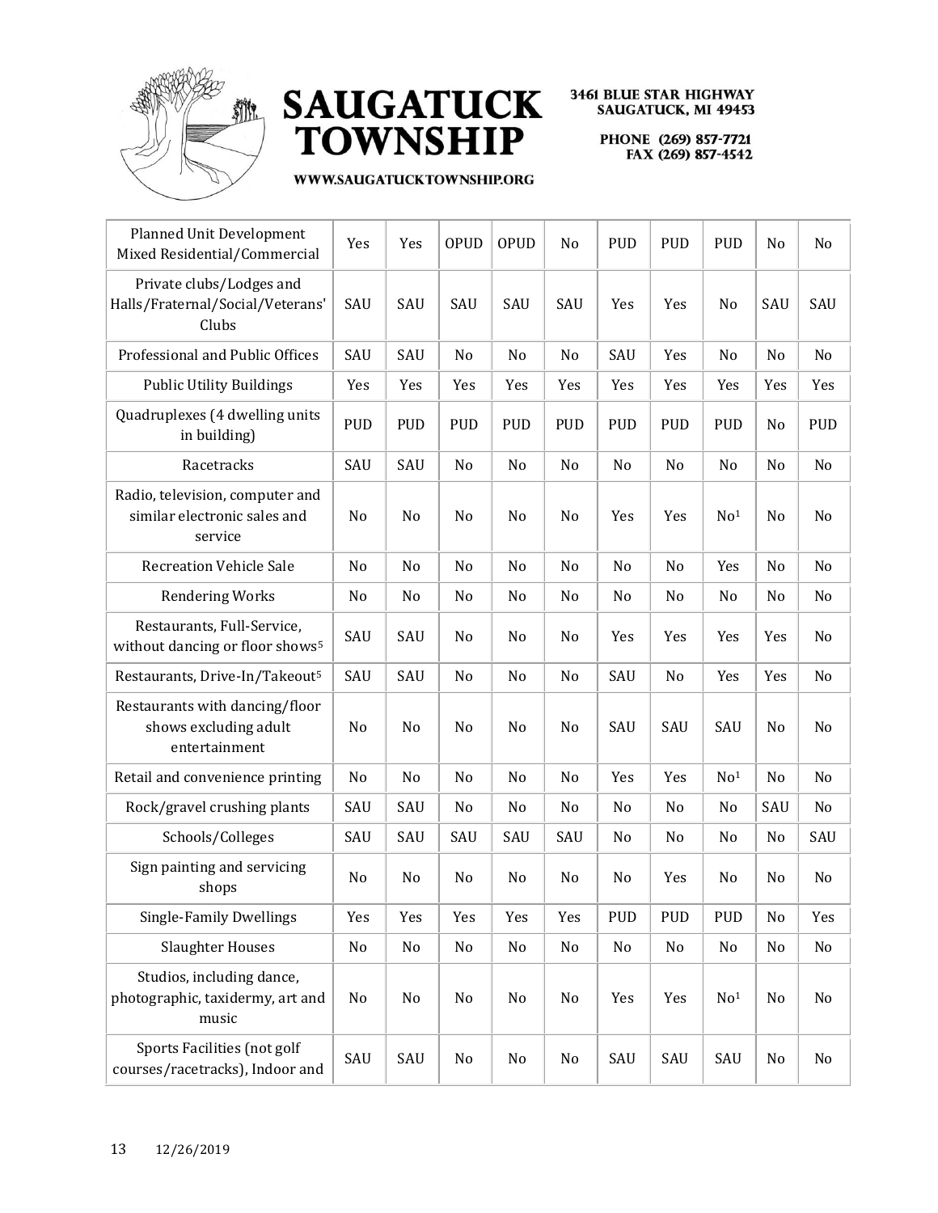| | | | | | | | | | | |
|---|---|---|---|---|---|---|---|---|---|---|
| Planned Unit Development Mixed Residential/Commercial | Yes | Yes | OPUD | OPUD | No | PUD | PUD | PUD | No | No |
| Private clubs/Lodges and Halls/Fraternal/Social/Veterans' Clubs | SAU | SAU | SAU | SAU | SAU | Yes | Yes | No | SAU | SAU |
| Professional and Public Offices | SAU | SAU | No | No | No | SAU | Yes | No | No | No |
| Public Utility Buildings | Yes | Yes | Yes | Yes | Yes | Yes | Yes | Yes | Yes | Yes |
| Quadruplexes (4 dwelling units in building) | PUD | PUD | PUD | PUD | PUD | PUD | PUD | PUD | No | PUD |
| Racetracks | SAU | SAU | No | No | No | No | No | No | No | No |
| Radio, television, computer and similar electronic sales and service | No | No | No | No | No | Yes | Yes | No[1] | No | No |
| Recreation Vehicle Sale | No | No | No | No | No | No | No | Yes | No | No |
| Rendering Works | No | No | No | No | No | No | No | No | No | No |
| Restaurants, Full-Service, without dancing or floor shows[5] | SAU | SAU | No | No | No | Yes | Yes | Yes | Yes | No |
| Restaurants, Drive-In/Takeout[5] | SAU | SAU | No | No | No | SAU | No | Yes | Yes | No |
| Restaurants with dancing/floor shows excluding adult entertainment | No | No | No | No | No | SAU | SAU | SAU | No | No |
| Retail and convenience printing | No | No | No | No | No | Yes | Yes | No[1] | No | No |
| Rock/gravel crushing plants | SAU | SAU | No | No | No | No | No | No | SAU | No |
| Schools/Colleges | SAU | SAU | SAU | SAU | SAU | No | No | No | No | SAU |
| Sign painting and servicing shops | No | No | No | No | No | No | Yes | No | No | No |
| Single-Family Dwellings | Yes | Yes | Yes | Yes | Yes | PUD | PUD | PUD | No | Yes |
| Slaughter Houses | No | No | No | No | No | No | No | No | No | No |
| Studios, including dance, photographic, taxidermy, art and music | No | No | No | No | No | Yes | Yes | No[1] | No | No |
| Sports Facilities (not golf courses/racetracks), Indoor and | SAU | SAU | No | No | No | SAU | SAU | SAU | No | No |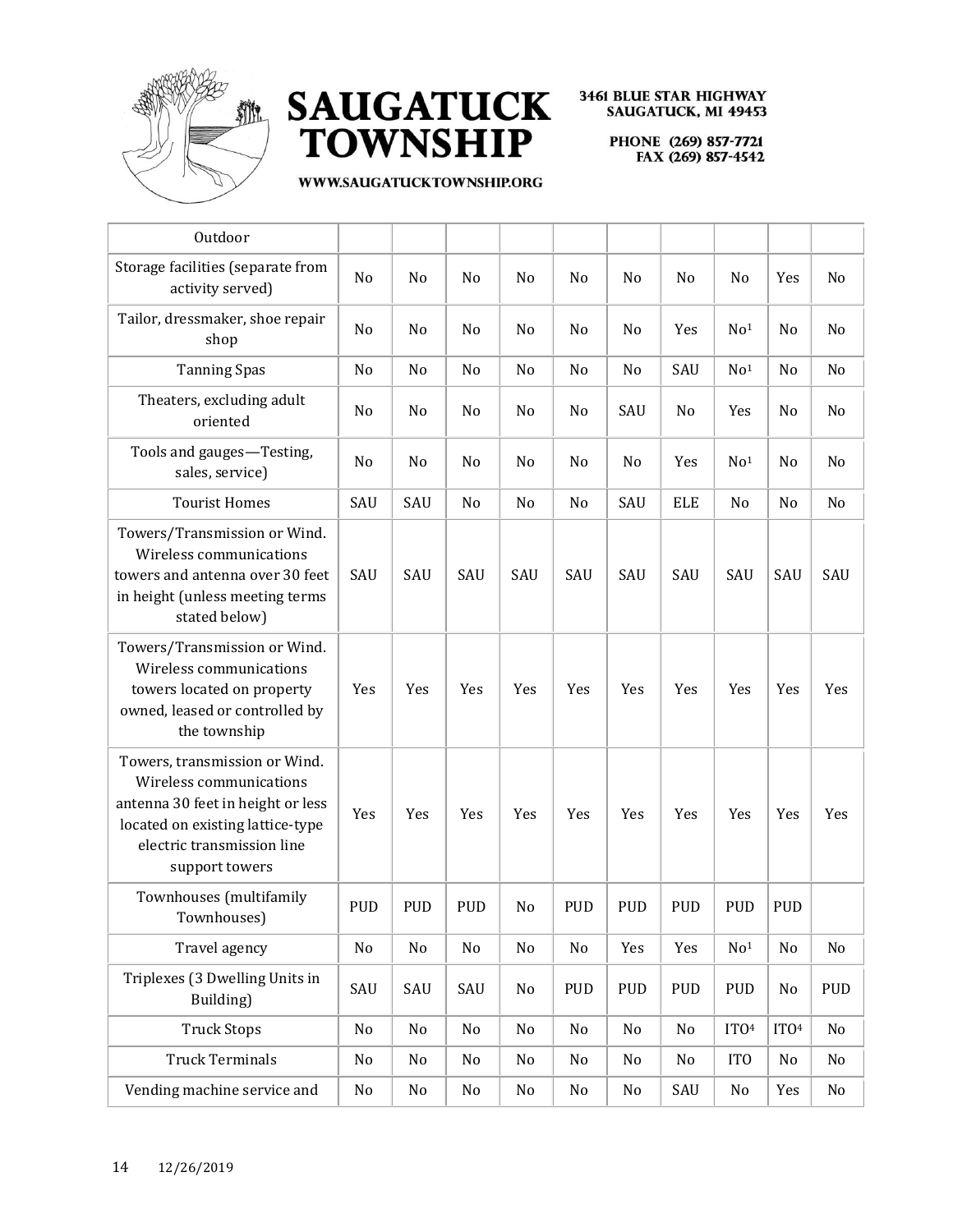| | | | | | | | | | | |
|---|---|---|---|---|---|---|---|---|---|---|
| Outdoor | | | | | | | | | | |
| Storage facilities (separate from activity served) | No | No | No | No | No | No | No | No | Yes | No |
| Tailor, dressmaker, shoe repair shop | No | No | No | No | No | No | Yes | No[1] | No | No |
| Tanning Spas | No | No | No | No | No | No | SAU | No[1] | No | No |
| Theaters, excluding adult oriented | No | No | No | No | No | SAU | No | Yes | No | No |
| Tools and gauges—Testing, sales, service) | No | No | No | No | No | No | Yes | No[1] | No | No |
| Tourist Homes | SAU | SAU | No | No | No | SAU | ELE | No | No | No |
| Towers/Transmission or Wind. Wireless communications towers and antenna over 30 feet in height (unless meeting terms stated below) | SAU | SAU | SAU | SAU | SAU | SAU | SAU | SAU | SAU | SAU |
| Towers/Transmission or Wind. Wireless communications towers located on property owned, leased or controlled by the township | Yes | Yes | Yes | Yes | Yes | Yes | Yes | Yes | Yes | Yes |
| Towers, transmission or Wind. Wireless communications antenna 30 feet in height or less located on existing lattice-type electric transmission line support towers | Yes | Yes | Yes | Yes | Yes | Yes | Yes | Yes | Yes | Yes |
| Townhouses (multifamily Townhouses) | PUD | PUD | PUD | No | PUD | PUD | PUD | PUD | PUD | |
| Travel agency | No | No | No | No | No | Yes | Yes | No[1] | No | No |
| Triplexes (3 Dwelling Units in Building) | SAU | SAU | SAU | No | PUD | PUD | PUD | PUD | No | PUD |
| Truck Stops | No | No | No | No | No | No | No | ITO[4] | ITO[4] | No |
| Truck Terminals | No | No | No | No | No | No | No | ITO | No | No |
| Vending machine service and | No | No | No | No | No | No | SAU | No | Yes | No |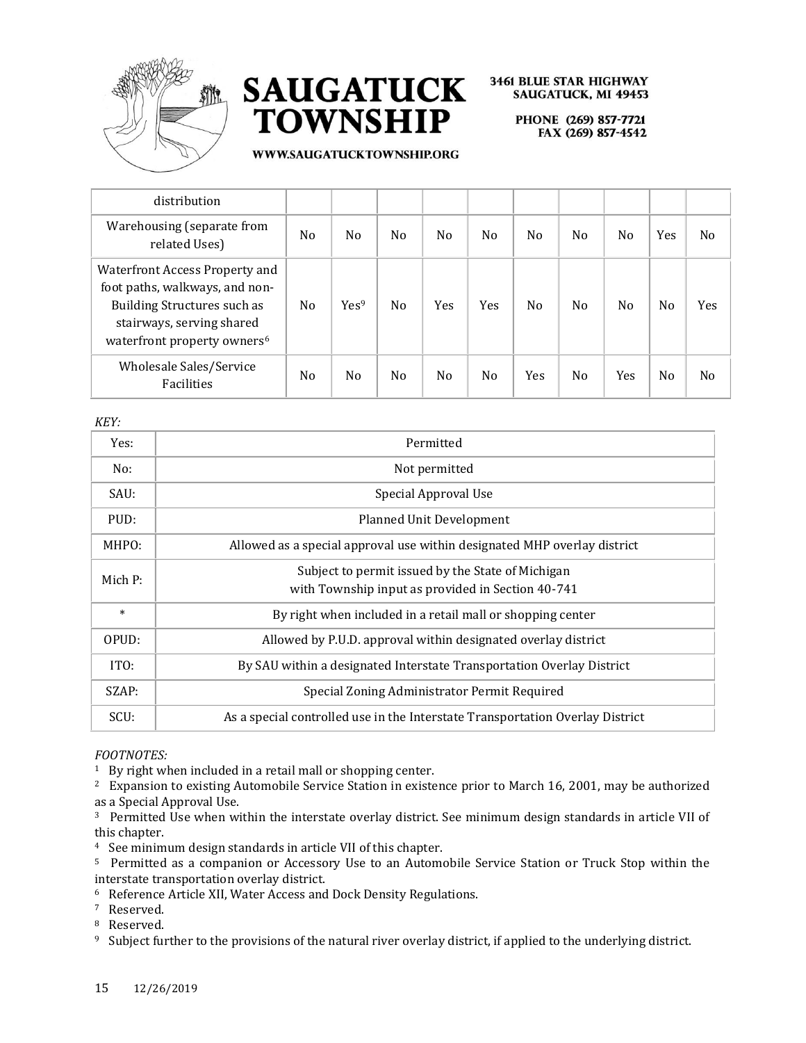| | | | | | | | | | | |
|---|---|---|---|---|---|---|---|---|---|---|
| distribution | | | | | | | | | | |
| Warehousing (separate from related Uses) | No | No | No | No | No | No | No | No | Yes | No |
| Waterfront Access Property and foot paths, walkways, and non-Building Structures such as stairways, serving shared waterfront property owners[6] | No | Yes[9] | No | Yes | Yes | No | No | No | No | Yes |
| Wholesale Sales/Service Facilities | No | No | No | No | No | Yes | No | Yes | No | No |

*KEY:*

| | |
|---|---|
| Yes: | Permitted |
| No: | Not permitted |
| SAU: | Special Approval Use |
| PUD: | Planned Unit Development |
| MHPO: | Allowed as a special approval use within designated MHP overlay district |
| Mich P: | Subject to permit issued by the State of Michigan with Township input as provided in Section 40-741 |
| * | By right when included in a retail mall or shopping center |
| OPUD: | Allowed by P.U.D. approval within designated overlay district |
| ITO: | By SAU within a designated Interstate Transportation Overlay District |
| SZAP: | Special Zoning Administrator Permit Required |
| SCU: | As a special controlled use in the Interstate Transportation Overlay District |

*FOOTNOTES:*

[1] By right when included in a retail mall or shopping center.
[2] Expansion to existing Automobile Service Station in existence prior to March 16, 2001, may be authorized as a Special Approval Use.
[3] Permitted Use when within the interstate overlay district. See minimum design standards in article VII of this chapter.
[4] See minimum design standards in article VII of this chapter.
[5] Permitted as a companion or Accessory Use to an Automobile Service Station or Truck Stop within the interstate transportation overlay district.
[6] Reference Article XII, Water Access and Dock Density Regulations.
[7] Reserved.
[8] Reserved.
[9] Subject further to the provisions of the natural river overlay district, if applied to the underlying district.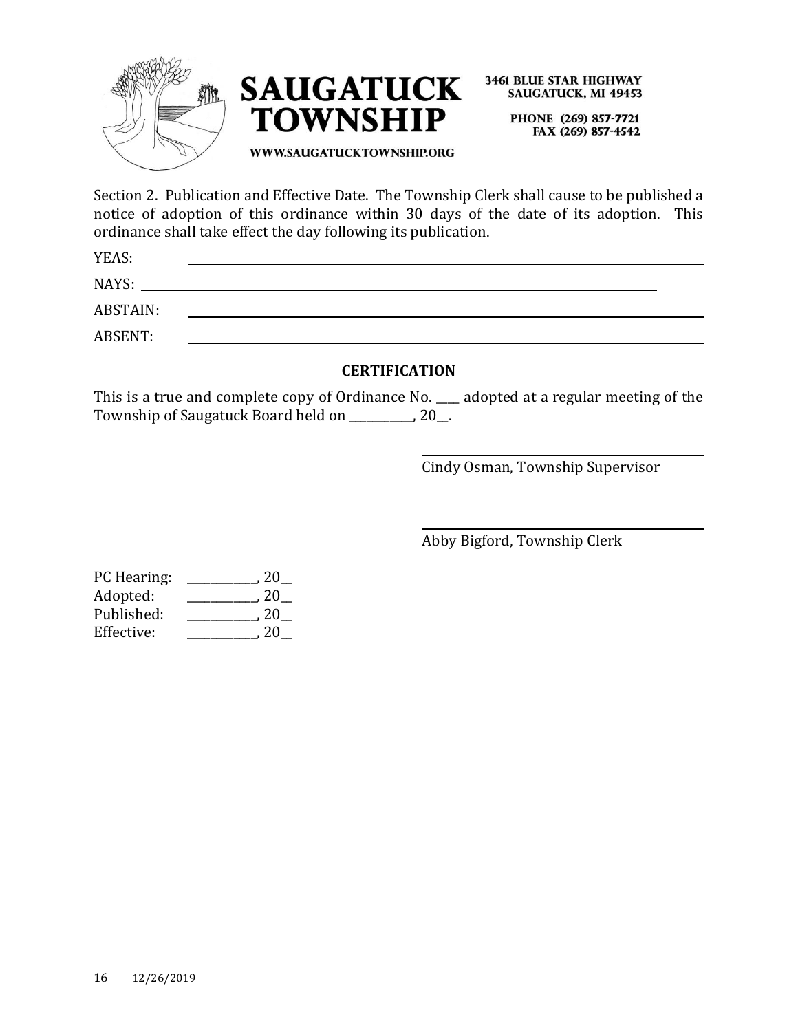SAUGATUCK TOWNSHIP

3461 BLUE STAR HIGHWAY
SAUGATUCK, MI 49453

PHONE (269) 857-7721
FAX (269) 857-4542

WWW.SAUGATUCKTOWNSHIP.ORG

Section 2. Publication and Effective Date. The Township Clerk shall cause to be published a notice of adoption of this ordinance within 30 days of the date of its adoption. This ordinance shall take effect the day following its publication.

YEAS: ____________________

NAYS: ____________________

ABSTAIN: ____________________

ABSENT: ____________________

**CERTIFICATION**

This is a true and complete copy of Ordinance No. ___ adopted at a regular meeting of the Township of Saugatuck Board held on __________, 20__.

____________________
Cindy Osman, Township Supervisor

____________________
Abby Bigford, Township Clerk

PC Hearing: ___________, 20__
Adopted: ___________, 20__
Published: ___________, 20__
Effective: ___________, 20__

12/26/2019